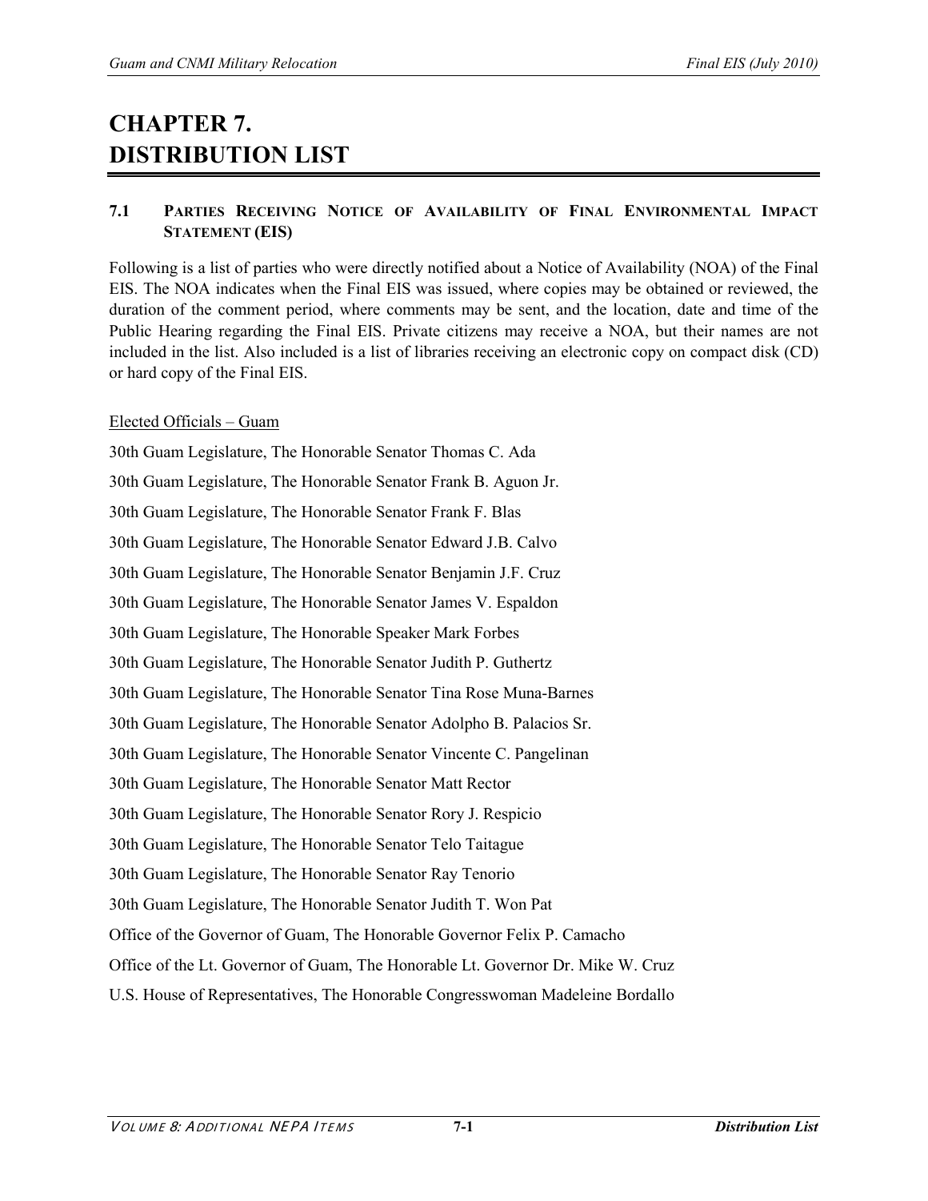# CHAPTER 7. DISTRIBUTION LIST

## 7.1 PARTIES RECEIVING NOTICE OF AVAILABILITY OF FINAL ENVIRONMENTAL IMPACT STATEMENT (EIS)

Following is a list of parties who were directly notified about a Notice of Availability (NOA) of the Final EIS. The NOA indicates when the Final EIS was issued, where copies may be obtained or reviewed, the duration of the comment period, where comments may be sent, and the location, date and time of the Public Hearing regarding the Final EIS. Private citizens may receive a NOA, but their names are not included in the list. Also included is a list of libraries receiving an electronic copy on compact disk (CD) or hard copy of the Final EIS.

<u>Elected Officials – Guam</u>

30th Guam Legislature, The Honorable Senator Thomas C. Ada

30th Guam Legislature, The Honorable Senator Frank B. Aguon Jr.

30th Guam Legislature, The Honorable Senator Frank F. Blas

30th Guam Legislature, The Honorable Senator Edward J.B. Calvo

30th Guam Legislature, The Honorable Senator Benjamin J.F. Cruz

30th Guam Legislature, The Honorable Senator James V. Espaldon

30th Guam Legislature, The Honorable Speaker Mark Forbes

30th Guam Legislature, The Honorable Senator Judith P. Guthertz

30th Guam Legislature, The Honorable Senator Tina Rose Muna-Barnes

30th Guam Legislature, The Honorable Senator Adolpho B. Palacios Sr.

30th Guam Legislature, The Honorable Senator Vincente C. Pangelinan

30th Guam Legislature, The Honorable Senator Matt Rector

30th Guam Legislature, The Honorable Senator Rory J. Respicio

30th Guam Legislature, The Honorable Senator Telo Taitague

30th Guam Legislature, The Honorable Senator Ray Tenorio

30th Guam Legislature, The Honorable Senator Judith T. Won Pat

Office of the Governor of Guam, The Honorable Governor Felix P. Camacho

Office of the Lt. Governor of Guam, The Honorable Lt. Governor Dr. Mike W. Cruz

U.S. House of Representatives, The Honorable Congresswoman Madeleine Bordallo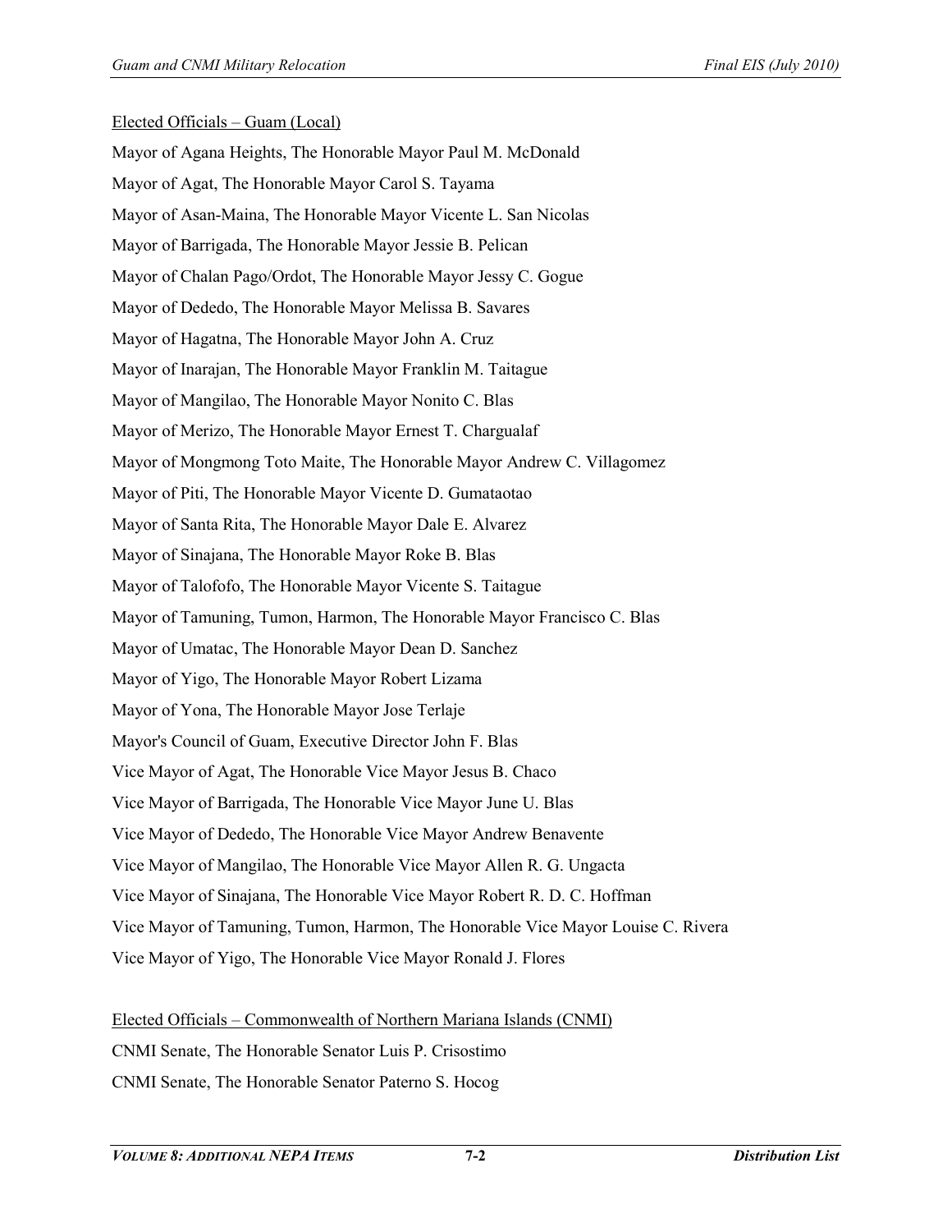Elected Officials – Guam (Local)

Mayor of Agana Heights, The Honorable Mayor Paul M. McDonald

Mayor of Agat, The Honorable Mayor Carol S. Tayama

Mayor of Asan-Maina, The Honorable Mayor Vicente L. San Nicolas

Mayor of Barrigada, The Honorable Mayor Jessie B. Pelican

Mayor of Chalan Pago/Ordot, The Honorable Mayor Jessy C. Gogue

Mayor of Dededo, The Honorable Mayor Melissa B. Savares

Mayor of Hagatna, The Honorable Mayor John A. Cruz

Mayor of Inarajan, The Honorable Mayor Franklin M. Taitague

Mayor of Mangilao, The Honorable Mayor Nonito C. Blas

Mayor of Merizo, The Honorable Mayor Ernest T. Chargualaf

Mayor of Mongmong Toto Maite, The Honorable Mayor Andrew C. Villagomez

Mayor of Piti, The Honorable Mayor Vicente D. Gumataotao

Mayor of Santa Rita, The Honorable Mayor Dale E. Alvarez

Mayor of Sinajana, The Honorable Mayor Roke B. Blas

Mayor of Talofofo, The Honorable Mayor Vicente S. Taitague

Mayor of Tamuning, Tumon, Harmon, The Honorable Mayor Francisco C. Blas

Mayor of Umatac, The Honorable Mayor Dean D. Sanchez

Mayor of Yigo, The Honorable Mayor Robert Lizama

Mayor of Yona, The Honorable Mayor Jose Terlaje

Mayor's Council of Guam, Executive Director John F. Blas

Vice Mayor of Agat, The Honorable Vice Mayor Jesus B. Chaco

Vice Mayor of Barrigada, The Honorable Vice Mayor June U. Blas

Vice Mayor of Dededo, The Honorable Vice Mayor Andrew Benavente

Vice Mayor of Mangilao, The Honorable Vice Mayor Allen R. G. Ungacta

Vice Mayor of Sinajana, The Honorable Vice Mayor Robert R. D. C. Hoffman

Vice Mayor of Tamuning, Tumon, Harmon, The Honorable Vice Mayor Louise C. Rivera

Vice Mayor of Yigo, The Honorable Vice Mayor Ronald J. Flores

Elected Officials – Commonwealth of Northern Mariana Islands (CNMI)

CNMI Senate, The Honorable Senator Luis P. Crisostimo

CNMI Senate, The Honorable Senator Paterno S. Hocog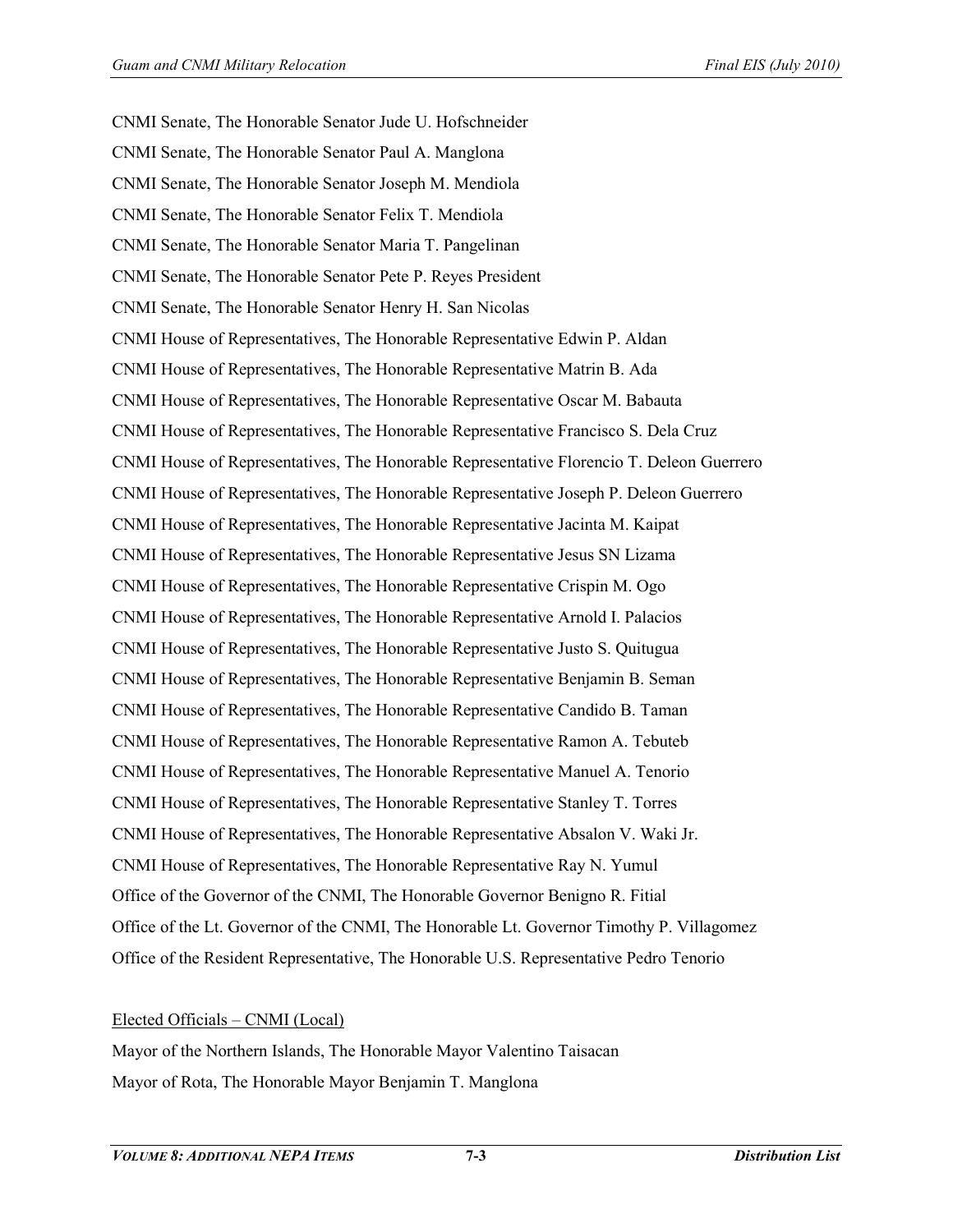CNMI Senate, The Honorable Senator Jude U. Hofschneider

CNMI Senate, The Honorable Senator Paul A. Manglona

CNMI Senate, The Honorable Senator Joseph M. Mendiola

CNMI Senate, The Honorable Senator Felix T. Mendiola

CNMI Senate, The Honorable Senator Maria T. Pangelinan

CNMI Senate, The Honorable Senator Pete P. Reyes President

CNMI Senate, The Honorable Senator Henry H. San Nicolas

CNMI House of Representatives, The Honorable Representative Edwin P. Aldan

CNMI House of Representatives, The Honorable Representative Matrin B. Ada

CNMI House of Representatives, The Honorable Representative Oscar M. Babauta

CNMI House of Representatives, The Honorable Representative Francisco S. Dela Cruz

CNMI House of Representatives, The Honorable Representative Florencio T. Deleon Guerrero

CNMI House of Representatives, The Honorable Representative Joseph P. Deleon Guerrero

CNMI House of Representatives, The Honorable Representative Jacinta M. Kaipat

CNMI House of Representatives, The Honorable Representative Jesus SN Lizama

CNMI House of Representatives, The Honorable Representative Crispin M. Ogo

CNMI House of Representatives, The Honorable Representative Arnold I. Palacios

CNMI House of Representatives, The Honorable Representative Justo S. Quitugua

CNMI House of Representatives, The Honorable Representative Benjamin B. Seman

CNMI House of Representatives, The Honorable Representative Candido B. Taman

CNMI House of Representatives, The Honorable Representative Ramon A. Tebuteb

CNMI House of Representatives, The Honorable Representative Manuel A. Tenorio

CNMI House of Representatives, The Honorable Representative Stanley T. Torres

CNMI House of Representatives, The Honorable Representative Absalon V. Waki Jr.

CNMI House of Representatives, The Honorable Representative Ray N. Yumul

Office of the Governor of the CNMI, The Honorable Governor Benigno R. Fitial

Office of the Lt. Governor of the CNMI, The Honorable Lt. Governor Timothy P. Villagomez

Office of the Resident Representative, The Honorable U.S. Representative Pedro Tenorio

Elected Officials – CNMI (Local)

Mayor of the Northern Islands, The Honorable Mayor Valentino Taisacan

Mayor of Rota, The Honorable Mayor Benjamin T. Manglona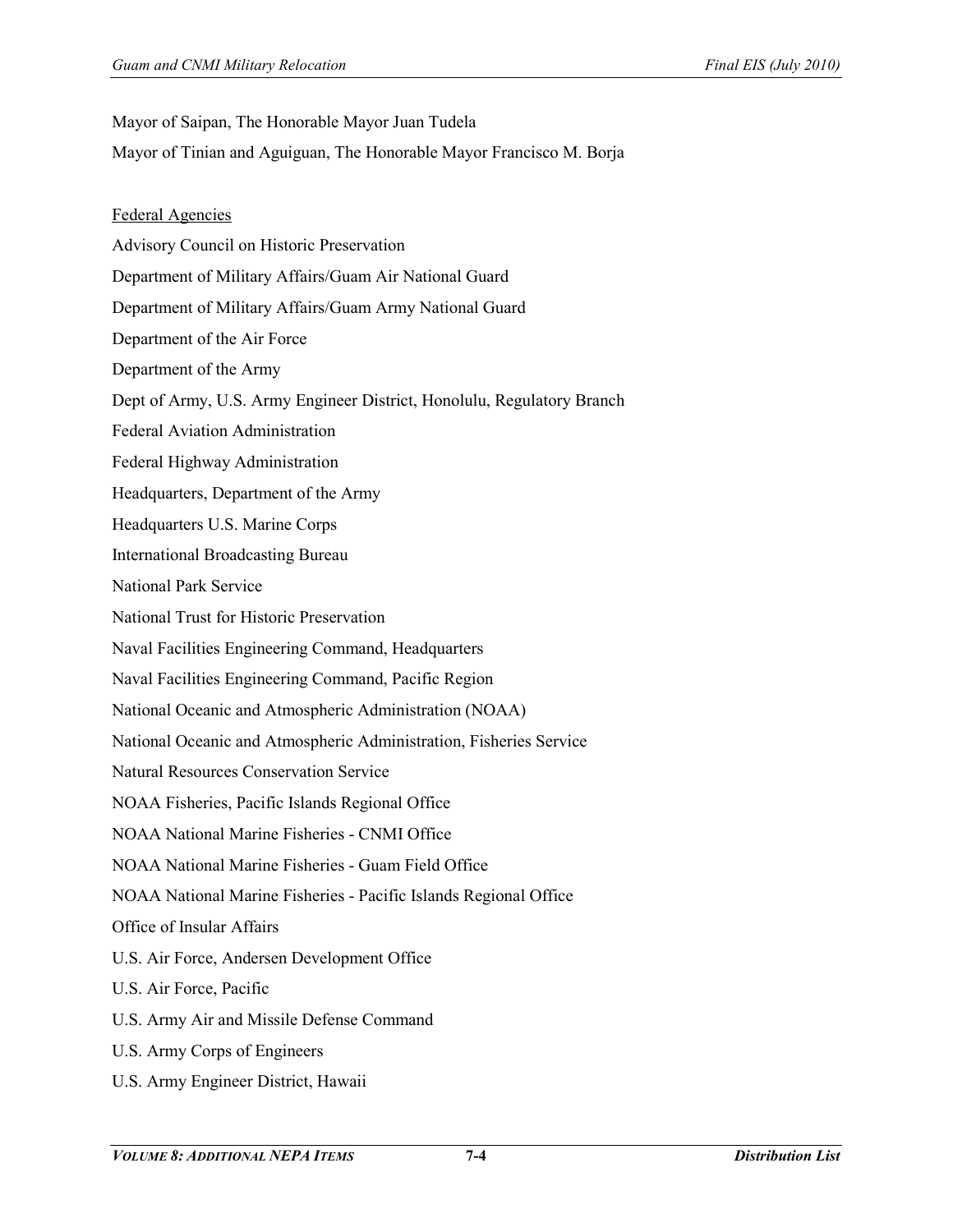Mayor of Saipan, The Honorable Mayor Juan Tudela

Mayor of Tinian and Aguiguan, The Honorable Mayor Francisco M. Borja

Federal Agencies

Advisory Council on Historic Preservation

Department of Military Affairs/Guam Air National Guard

Department of Military Affairs/Guam Army National Guard

Department of the Air Force

Department of the Army

Dept of Army, U.S. Army Engineer District, Honolulu, Regulatory Branch

Federal Aviation Administration

Federal Highway Administration

Headquarters, Department of the Army

Headquarters U.S. Marine Corps

International Broadcasting Bureau

National Park Service

National Trust for Historic Preservation

Naval Facilities Engineering Command, Headquarters

Naval Facilities Engineering Command, Pacific Region

National Oceanic and Atmospheric Administration (NOAA)

National Oceanic and Atmospheric Administration, Fisheries Service

Natural Resources Conservation Service

NOAA Fisheries, Pacific Islands Regional Office

NOAA National Marine Fisheries - CNMI Office

NOAA National Marine Fisheries - Guam Field Office

NOAA National Marine Fisheries - Pacific Islands Regional Office

Office of Insular Affairs

U.S. Air Force, Andersen Development Office

U.S. Air Force, Pacific

U.S. Army Air and Missile Defense Command

U.S. Army Corps of Engineers

U.S. Army Engineer District, Hawaii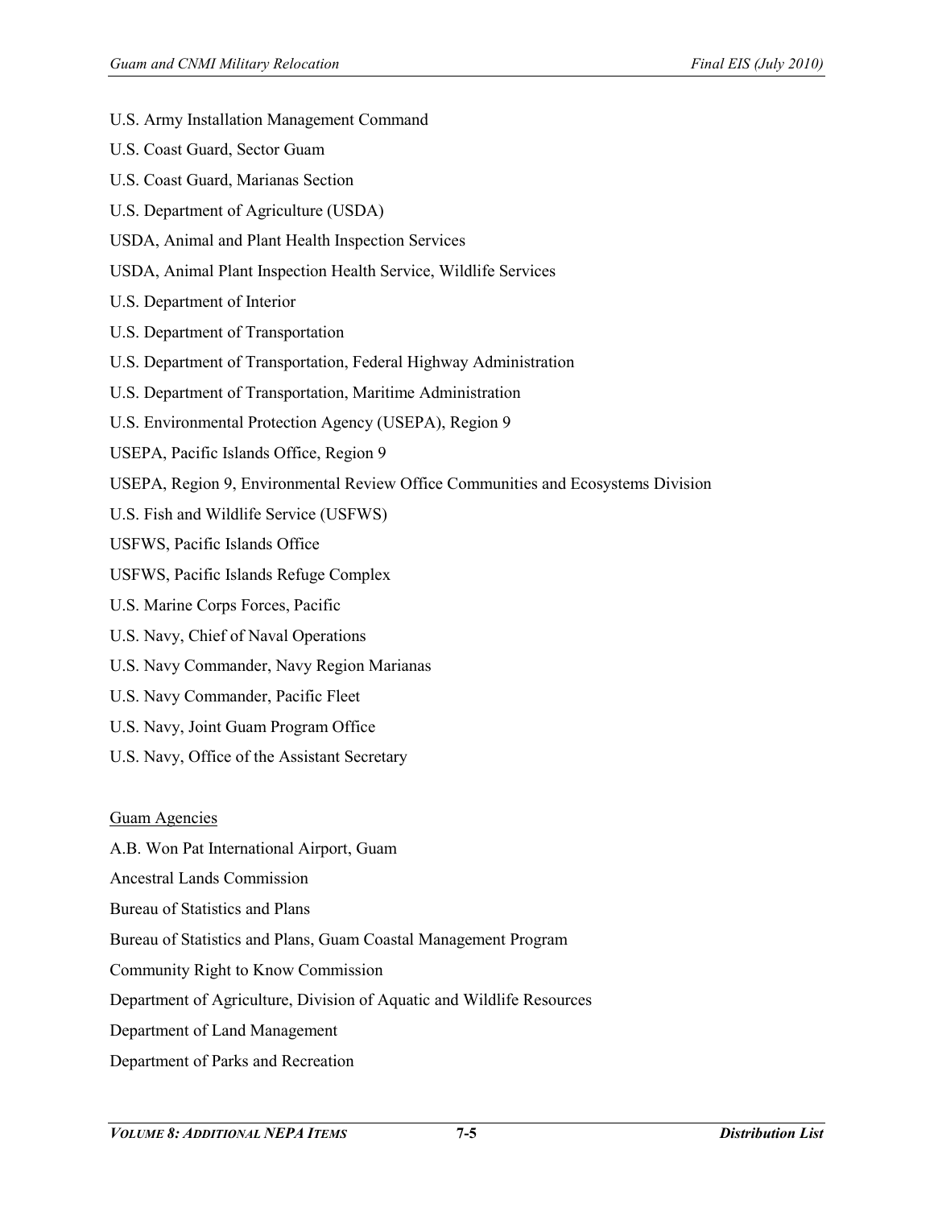U.S. Army Installation Management Command

U.S. Coast Guard, Sector Guam

U.S. Coast Guard, Marianas Section

U.S. Department of Agriculture (USDA)

USDA, Animal and Plant Health Inspection Services

USDA, Animal Plant Inspection Health Service, Wildlife Services

U.S. Department of Interior

U.S. Department of Transportation

U.S. Department of Transportation, Federal Highway Administration

U.S. Department of Transportation, Maritime Administration

U.S. Environmental Protection Agency (USEPA), Region 9

USEPA, Pacific Islands Office, Region 9

USEPA, Region 9, Environmental Review Office Communities and Ecosystems Division

U.S. Fish and Wildlife Service (USFWS)

USFWS, Pacific Islands Office

USFWS, Pacific Islands Refuge Complex

U.S. Marine Corps Forces, Pacific

U.S. Navy, Chief of Naval Operations

U.S. Navy Commander, Navy Region Marianas

U.S. Navy Commander, Pacific Fleet

U.S. Navy, Joint Guam Program Office

U.S. Navy, Office of the Assistant Secretary

Guam Agencies

A.B. Won Pat International Airport, Guam

Ancestral Lands Commission

Bureau of Statistics and Plans

Bureau of Statistics and Plans, Guam Coastal Management Program

Community Right to Know Commission

Department of Agriculture, Division of Aquatic and Wildlife Resources

Department of Land Management

Department of Parks and Recreation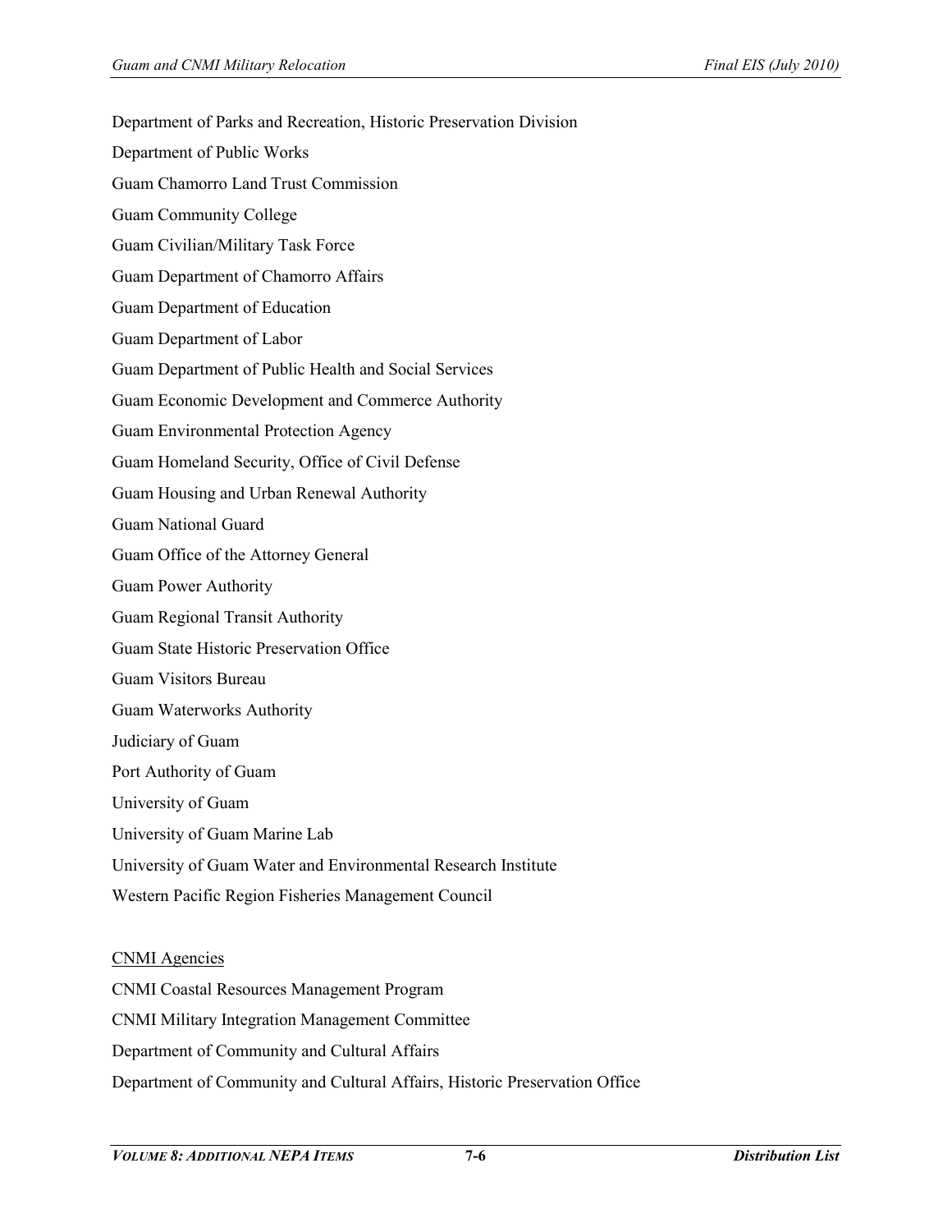Department of Parks and Recreation, Historic Preservation Division

Department of Public Works

Guam Chamorro Land Trust Commission

Guam Community College

Guam Civilian/Military Task Force

Guam Department of Chamorro Affairs

Guam Department of Education

Guam Department of Labor

Guam Department of Public Health and Social Services

Guam Economic Development and Commerce Authority

Guam Environmental Protection Agency

Guam Homeland Security, Office of Civil Defense

Guam Housing and Urban Renewal Authority

Guam National Guard

Guam Office of the Attorney General

Guam Power Authority

Guam Regional Transit Authority

Guam State Historic Preservation Office

Guam Visitors Bureau

Guam Waterworks Authority

Judiciary of Guam

Port Authority of Guam

University of Guam

University of Guam Marine Lab

University of Guam Water and Environmental Research Institute

Western Pacific Region Fisheries Management Council

CNMI Agencies

CNMI Coastal Resources Management Program

CNMI Military Integration Management Committee

Department of Community and Cultural Affairs

Department of Community and Cultural Affairs, Historic Preservation Office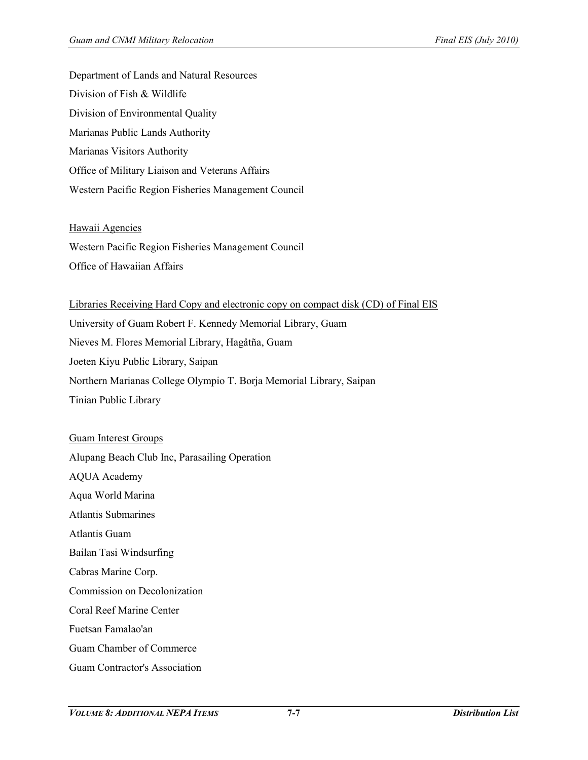Department of Lands and Natural Resources

Division of Fish & Wildlife

Division of Environmental Quality

Marianas Public Lands Authority

Marianas Visitors Authority

Office of Military Liaison and Veterans Affairs

Western Pacific Region Fisheries Management Council

<u>Hawaii Agencies</u>

Western Pacific Region Fisheries Management Council

Office of Hawaiian Affairs

<u>Libraries Receiving Hard Copy and electronic copy on compact disk (CD) of Final EIS</u>

University of Guam Robert F. Kennedy Memorial Library, Guam

Nieves M. Flores Memorial Library, Hagåtña, Guam

Joeten Kiyu Public Library, Saipan

Northern Marianas College Olympio T. Borja Memorial Library, Saipan

Tinian Public Library

<u>Guam Interest Groups</u>

Alupang Beach Club Inc, Parasailing Operation

AQUA Academy

Aqua World Marina

Atlantis Submarines

Atlantis Guam

Bailan Tasi Windsurfing

Cabras Marine Corp.

Commission on Decolonization

Coral Reef Marine Center

Fuetsan Famalao'an

Guam Chamber of Commerce

Guam Contractor's Association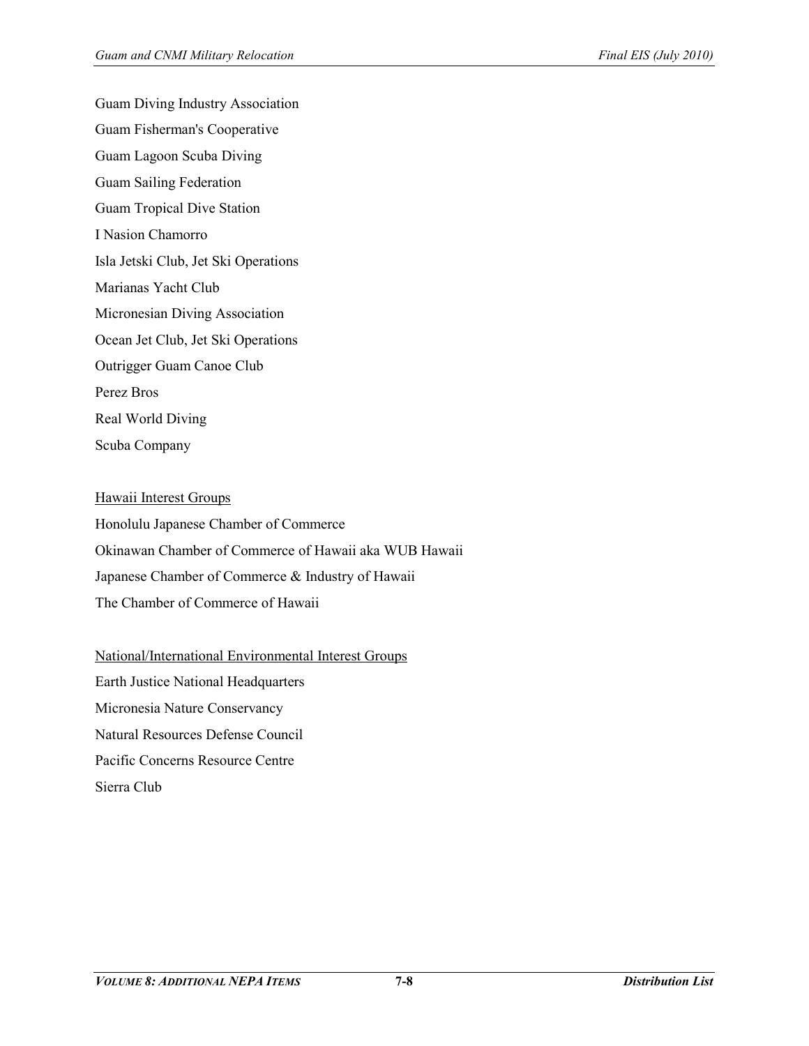Guam Diving Industry Association

Guam Fisherman's Cooperative

Guam Lagoon Scuba Diving

Guam Sailing Federation

Guam Tropical Dive Station

I Nasion Chamorro

Isla Jetski Club, Jet Ski Operations

Marianas Yacht Club

Micronesian Diving Association

Ocean Jet Club, Jet Ski Operations

Outrigger Guam Canoe Club

Perez Bros

Real World Diving

Scuba Company

<u>Hawaii Interest Groups</u>

Honolulu Japanese Chamber of Commerce

Okinawan Chamber of Commerce of Hawaii aka WUB Hawaii

Japanese Chamber of Commerce & Industry of Hawaii

The Chamber of Commerce of Hawaii

<u>National/International Environmental Interest Groups</u>

Earth Justice National Headquarters

Micronesia Nature Conservancy

Natural Resources Defense Council

Pacific Concerns Resource Centre

Sierra Club